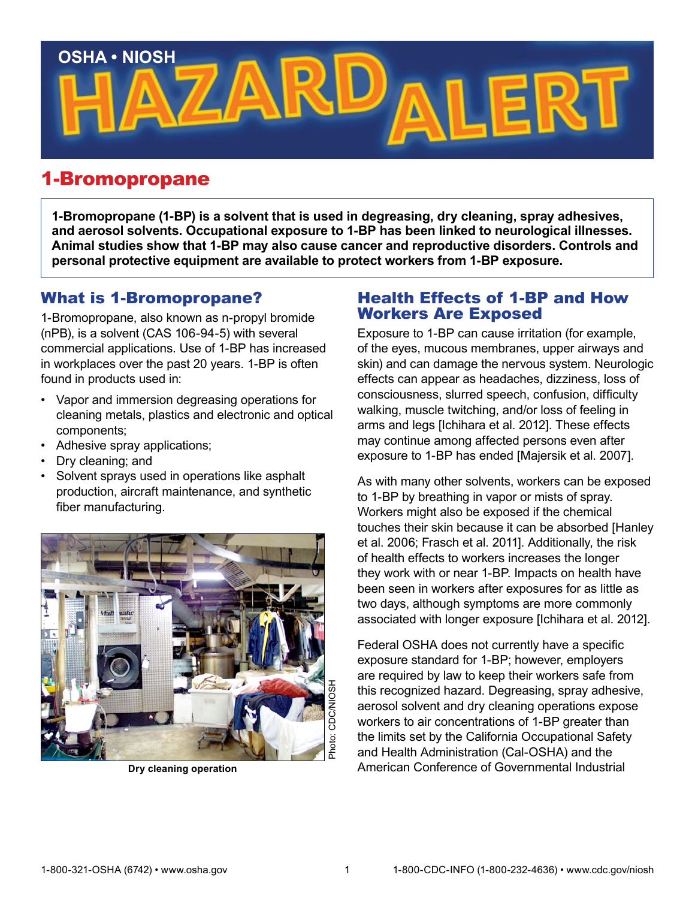OSHA • NIOSH

# HAZARD ALERT

## 1-Bromopropane

**1-Bromopropane (1-BP) is a solvent that is used in degreasing, dry cleaning, spray adhesives, and aerosol solvents. Occupational exposure to 1-BP has been linked to neurological illnesses. Animal studies show that 1-BP may also cause cancer and reproductive disorders. Controls and personal protective equipment are available to protect workers from 1-BP exposure.**

### What is 1-Bromopropane?

1-Bromopropane, also known as n-propyl bromide (nPB), is a solvent (CAS 106-94-5) with several commercial applications. Use of 1-BP has increased in workplaces over the past 20 years. 1-BP is often found in products used in:

- Vapor and immersion degreasing operations for cleaning metals, plastics and electronic and optical components;
- Adhesive spray applications;
- Dry cleaning; and
- Solvent sprays used in operations like asphalt production, aircraft maintenance, and synthetic fiber manufacturing.

Photo: CDC/NIOSH

Dry cleaning operation

### Health Effects of 1-BP and How Workers Are Exposed

Exposure to 1-BP can cause irritation (for example, of the eyes, mucous membranes, upper airways and skin) and can damage the nervous system. Neurologic effects can appear as headaches, dizziness, loss of consciousness, slurred speech, confusion, difficulty walking, muscle twitching, and/or loss of feeling in arms and legs [Ichihara et al. 2012]. These effects may continue among affected persons even after exposure to 1-BP has ended [Majersik et al. 2007].

As with many other solvents, workers can be exposed to 1-BP by breathing in vapor or mists of spray. Workers might also be exposed if the chemical touches their skin because it can be absorbed [Hanley et al. 2006; Frasch et al. 2011]. Additionally, the risk of health effects to workers increases the longer they work with or near 1-BP. Impacts on health have been seen in workers after exposures for as little as two days, although symptoms are more commonly associated with longer exposure [Ichihara et al. 2012].

Federal OSHA does not currently have a specific exposure standard for 1-BP; however, employers are required by law to keep their workers safe from this recognized hazard. Degreasing, spray adhesive, aerosol solvent and dry cleaning operations expose workers to air concentrations of 1-BP greater than the limits set by the California Occupational Safety and Health Administration (Cal-OSHA) and the American Conference of Governmental Industrial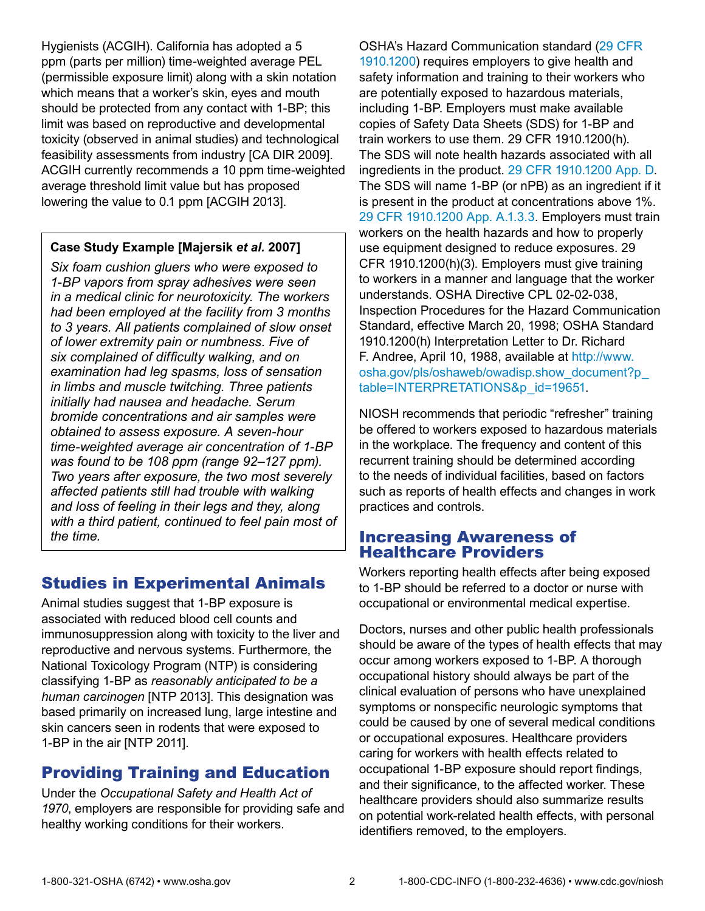Hygienists (ACGIH). California has adopted a 5 ppm (parts per million) time-weighted average PEL (permissible exposure limit) along with a skin notation which means that a worker's skin, eyes and mouth should be protected from any contact with 1-BP; this limit was based on reproductive and developmental toxicity (observed in animal studies) and technological feasibility assessments from industry [CA DIR 2009]. ACGIH currently recommends a 10 ppm time-weighted average threshold limit value but has proposed lowering the value to 0.1 ppm [ACGIH 2013].

> **Case Study Example [Majersik *et al.* 2007]**
>
> *Six foam cushion gluers who were exposed to 1-BP vapors from spray adhesives were seen in a medical clinic for neurotoxicity. The workers had been employed at the facility from 3 months to 3 years. All patients complained of slow onset of lower extremity pain or numbness. Five of six complained of difficulty walking, and on examination had leg spasms, loss of sensation in limbs and muscle twitching. Three patients initially had nausea and headache. Serum bromide concentrations and air samples were obtained to assess exposure. A seven-hour time-weighted average air concentration of 1-BP was found to be 108 ppm (range 92–127 ppm). Two years after exposure, the two most severely affected patients still had trouble with walking and loss of feeling in their legs and they, along with a third patient, continued to feel pain most of the time.*

## Studies in Experimental Animals

Animal studies suggest that 1-BP exposure is associated with reduced blood cell counts and immunosuppression along with toxicity to the liver and reproductive and nervous systems. Furthermore, the National Toxicology Program (NTP) is considering classifying 1-BP as *reasonably anticipated to be a human carcinogen* [NTP 2013]. This designation was based primarily on increased lung, large intestine and skin cancers seen in rodents that were exposed to 1-BP in the air [NTP 2011].

## Providing Training and Education

Under the *Occupational Safety and Health Act of 1970*, employers are responsible for providing safe and healthy working conditions for their workers. OSHA's Hazard Communication standard (29 CFR 1910.1200) requires employers to give health and safety information and training to their workers who are potentially exposed to hazardous materials, including 1-BP. Employers must make available copies of Safety Data Sheets (SDS) for 1-BP and train workers to use them. 29 CFR 1910.1200(h). The SDS will note health hazards associated with all ingredients in the product. 29 CFR 1910.1200 App. D. The SDS will name 1-BP (or nPB) as an ingredient if it is present in the product at concentrations above 1%. 29 CFR 1910.1200 App. A.1.3.3. Employers must train workers on the health hazards and how to properly use equipment designed to reduce exposures. 29 CFR 1910.1200(h)(3). Employers must give training to workers in a manner and language that the worker understands. OSHA Directive CPL 02-02-038, Inspection Procedures for the Hazard Communication Standard, effective March 20, 1998; OSHA Standard 1910.1200(h) Interpretation Letter to Dr. Richard F. Andree, April 10, 1988, available at http://www.osha.gov/pls/oshaweb/owadisp.show_document?p_table=INTERPRETATIONS&p_id=19651.

NIOSH recommends that periodic "refresher" training be offered to workers exposed to hazardous materials in the workplace. The frequency and content of this recurrent training should be determined according to the needs of individual facilities, based on factors such as reports of health effects and changes in work practices and controls.

## Increasing Awareness of Healthcare Providers

Workers reporting health effects after being exposed to 1-BP should be referred to a doctor or nurse with occupational or environmental medical expertise.

Doctors, nurses and other public health professionals should be aware of the types of health effects that may occur among workers exposed to 1-BP. A thorough occupational history should always be part of the clinical evaluation of persons who have unexplained symptoms or nonspecific neurologic symptoms that could be caused by one of several medical conditions or occupational exposures. Healthcare providers caring for workers with health effects related to occupational 1-BP exposure should report findings, and their significance, to the affected worker. These healthcare providers should also summarize results on potential work-related health effects, with personal identifiers removed, to the employers.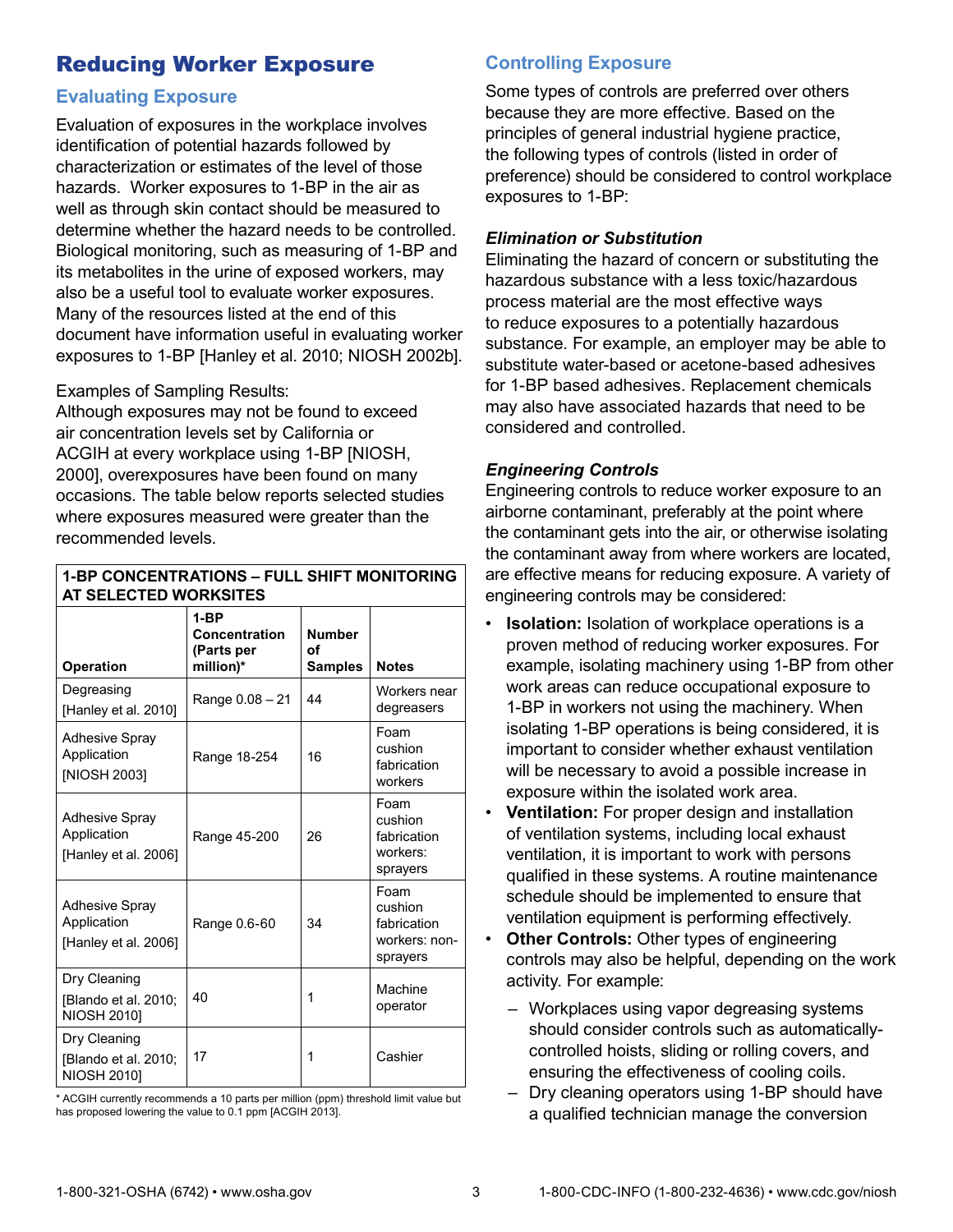# Reducing Worker Exposure

## Evaluating Exposure

Evaluation of exposures in the workplace involves identification of potential hazards followed by characterization or estimates of the level of those hazards. Worker exposures to 1-BP in the air as well as through skin contact should be measured to determine whether the hazard needs to be controlled. Biological monitoring, such as measuring of 1-BP and its metabolites in the urine of exposed workers, may also be a useful tool to evaluate worker exposures. Many of the resources listed at the end of this document have information useful in evaluating worker exposures to 1-BP [Hanley et al. 2010; NIOSH 2002b].

Examples of Sampling Results:
Although exposures may not be found to exceed air concentration levels set by California or ACGIH at every workplace using 1-BP [NIOSH, 2000], overexposures have been found on many occasions. The table below reports selected studies where exposures measured were greater than the recommended levels.

**1-BP CONCENTRATIONS – FULL SHIFT MONITORING AT SELECTED WORKSITES**

| Operation | 1-BP Concentration (Parts per million)* | Number of Samples | Notes |
|---|---|---|---|
| Degreasing [Hanley et al. 2010] | Range 0.08 – 21 | 44 | Workers near degreasers |
| Adhesive Spray Application [NIOSH 2003] | Range 18-254 | 16 | Foam cushion fabrication workers |
| Adhesive Spray Application [Hanley et al. 2006] | Range 45-200 | 26 | Foam cushion fabrication workers: sprayers |
| Adhesive Spray Application [Hanley et al. 2006] | Range 0.6-60 | 34 | Foam cushion fabrication workers: non-sprayers |
| Dry Cleaning [Blando et al. 2010; NIOSH 2010] | 40 | 1 | Machine operator |
| Dry Cleaning [Blando et al. 2010; NIOSH 2010] | 17 | 1 | Cashier |

* ACGIH currently recommends a 10 parts per million (ppm) threshold limit value but has proposed lowering the value to 0.1 ppm [ACGIH 2013].

## Controlling Exposure

Some types of controls are preferred over others because they are more effective. Based on the principles of general industrial hygiene practice, the following types of controls (listed in order of preference) should be considered to control workplace exposures to 1-BP:

### *Elimination or Substitution*

Eliminating the hazard of concern or substituting the hazardous substance with a less toxic/hazardous process material are the most effective ways to reduce exposures to a potentially hazardous substance. For example, an employer may be able to substitute water-based or acetone-based adhesives for 1-BP based adhesives. Replacement chemicals may also have associated hazards that need to be considered and controlled.

### *Engineering Controls*

Engineering controls to reduce worker exposure to an airborne contaminant, preferably at the point where the contaminant gets into the air, or otherwise isolating the contaminant away from where workers are located, are effective means for reducing exposure. A variety of engineering controls may be considered:

- **Isolation:** Isolation of workplace operations is a proven method of reducing worker exposures. For example, isolating machinery using 1-BP from other work areas can reduce occupational exposure to 1-BP in workers not using the machinery. When isolating 1-BP operations is being considered, it is important to consider whether exhaust ventilation will be necessary to avoid a possible increase in exposure within the isolated work area.
- **Ventilation:** For proper design and installation of ventilation systems, including local exhaust ventilation, it is important to work with persons qualified in these systems. A routine maintenance schedule should be implemented to ensure that ventilation equipment is performing effectively.
- **Other Controls:** Other types of engineering controls may also be helpful, depending on the work activity. For example:
  - Workplaces using vapor degreasing systems should consider controls such as automatically-controlled hoists, sliding or rolling covers, and ensuring the effectiveness of cooling coils.
  - Dry cleaning operators using 1-BP should have a qualified technician manage the conversion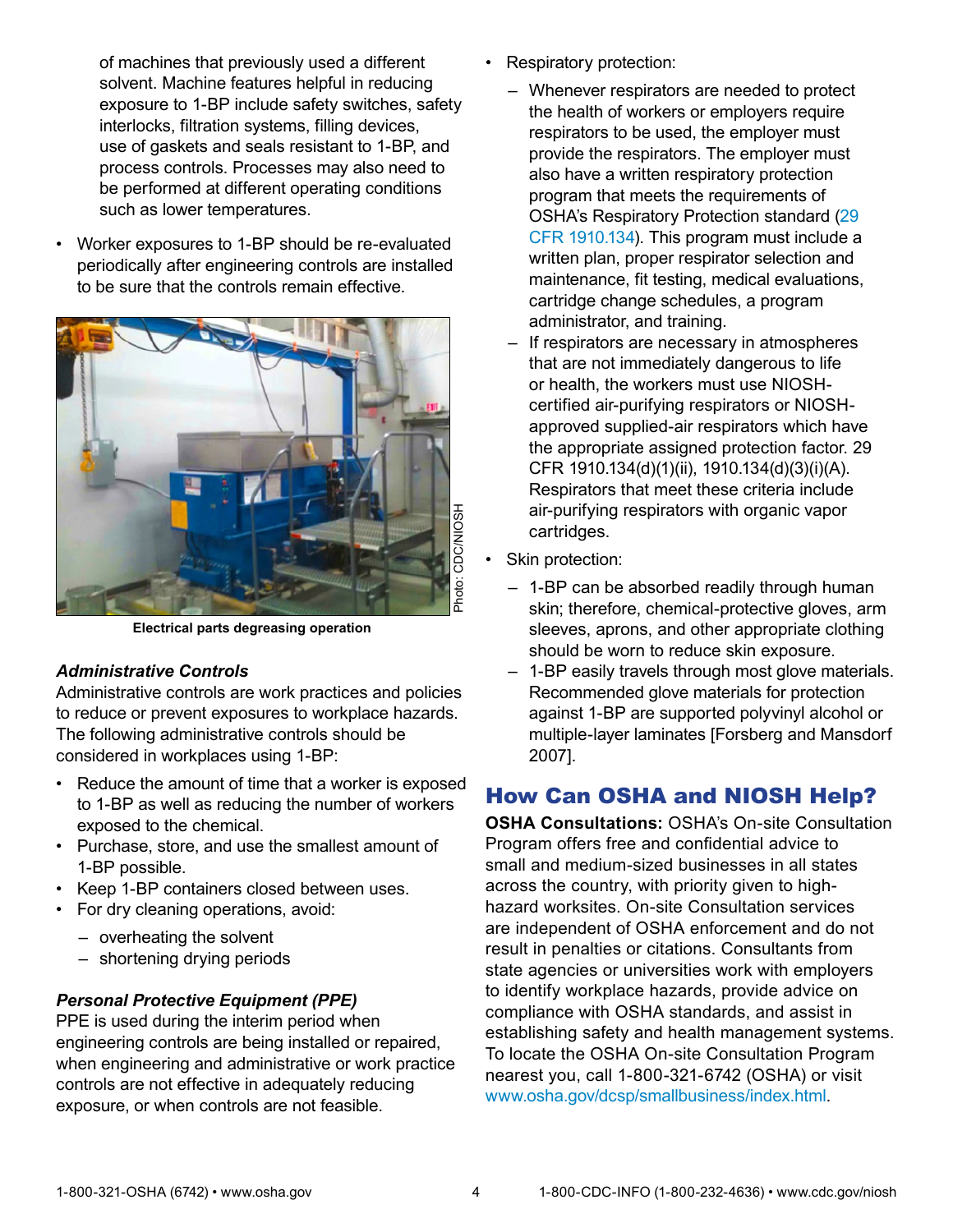of machines that previously used a different solvent. Machine features helpful in reducing exposure to 1-BP include safety switches, safety interlocks, filtration systems, filling devices, use of gaskets and seals resistant to 1-BP, and process controls. Processes may also need to be performed at different operating conditions such as lower temperatures.

- Worker exposures to 1-BP should be re-evaluated periodically after engineering controls are installed to be sure that the controls remain effective.

Photo: CDC/NIOSH

**Electrical parts degreasing operation**

### *Administrative Controls*

Administrative controls are work practices and policies to reduce or prevent exposures to workplace hazards. The following administrative controls should be considered in workplaces using 1-BP:

- Reduce the amount of time that a worker is exposed to 1-BP as well as reducing the number of workers exposed to the chemical.
- Purchase, store, and use the smallest amount of 1-BP possible.
- Keep 1-BP containers closed between uses.
- For dry cleaning operations, avoid:
  - overheating the solvent
  - shortening drying periods

### *Personal Protective Equipment (PPE)*

PPE is used during the interim period when engineering controls are being installed or repaired, when engineering and administrative or work practice controls are not effective in adequately reducing exposure, or when controls are not feasible.

- Respiratory protection:
  - Whenever respirators are needed to protect the health of workers or employers require respirators to be used, the employer must provide the respirators. The employer must also have a written respiratory protection program that meets the requirements of OSHA's Respiratory Protection standard (29 CFR 1910.134). This program must include a written plan, proper respirator selection and maintenance, fit testing, medical evaluations, cartridge change schedules, a program administrator, and training.
  - If respirators are necessary in atmospheres that are not immediately dangerous to life or health, the workers must use NIOSH-certified air-purifying respirators or NIOSH-approved supplied-air respirators which have the appropriate assigned protection factor. 29 CFR 1910.134(d)(1)(ii), 1910.134(d)(3)(i)(A). Respirators that meet these criteria include air-purifying respirators with organic vapor cartridges.
- Skin protection:
  - 1-BP can be absorbed readily through human skin; therefore, chemical-protective gloves, arm sleeves, aprons, and other appropriate clothing should be worn to reduce skin exposure.
  - 1-BP easily travels through most glove materials. Recommended glove materials for protection against 1-BP are supported polyvinyl alcohol or multiple-layer laminates [Forsberg and Mansdorf 2007].

## How Can OSHA and NIOSH Help?

**OSHA Consultations:** OSHA's On-site Consultation Program offers free and confidential advice to small and medium-sized businesses in all states across the country, with priority given to high-hazard worksites. On-site Consultation services are independent of OSHA enforcement and do not result in penalties or citations. Consultants from state agencies or universities work with employers to identify workplace hazards, provide advice on compliance with OSHA standards, and assist in establishing safety and health management systems. To locate the OSHA On-site Consultation Program nearest you, call 1-800-321-6742 (OSHA) or visit www.osha.gov/dcsp/smallbusiness/index.html.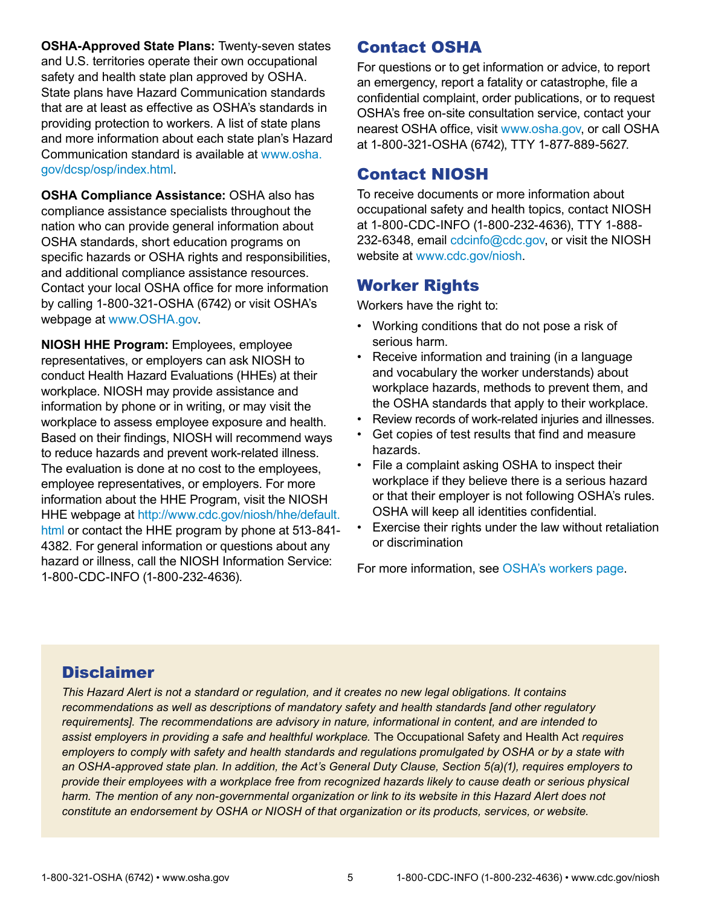**OSHA-Approved State Plans:** Twenty-seven states and U.S. territories operate their own occupational safety and health state plan approved by OSHA. State plans have Hazard Communication standards that are at least as effective as OSHA's standards in providing protection to workers. A list of state plans and more information about each state plan's Hazard Communication standard is available at www.osha.gov/dcsp/osp/index.html.

**OSHA Compliance Assistance:** OSHA also has compliance assistance specialists throughout the nation who can provide general information about OSHA standards, short education programs on specific hazards or OSHA rights and responsibilities, and additional compliance assistance resources. Contact your local OSHA office for more information by calling 1-800-321-OSHA (6742) or visit OSHA's webpage at www.OSHA.gov.

**NIOSH HHE Program:** Employees, employee representatives, or employers can ask NIOSH to conduct Health Hazard Evaluations (HHEs) at their workplace. NIOSH may provide assistance and information by phone or in writing, or may visit the workplace to assess employee exposure and health. Based on their findings, NIOSH will recommend ways to reduce hazards and prevent work-related illness. The evaluation is done at no cost to the employees, employee representatives, or employers. For more information about the HHE Program, visit the NIOSH HHE webpage at http://www.cdc.gov/niosh/hhe/default.html or contact the HHE program by phone at 513-841-4382. For general information or questions about any hazard or illness, call the NIOSH Information Service: 1-800-CDC-INFO (1-800-232-4636).

## Contact OSHA

For questions or to get information or advice, to report an emergency, report a fatality or catastrophe, file a confidential complaint, order publications, or to request OSHA's free on-site consultation service, contact your nearest OSHA office, visit www.osha.gov, or call OSHA at 1-800-321-OSHA (6742), TTY 1-877-889-5627.

## Contact NIOSH

To receive documents or more information about occupational safety and health topics, contact NIOSH at 1-800-CDC-INFO (1-800-232-4636), TTY 1-888-232-6348, email cdcinfo@cdc.gov, or visit the NIOSH website at www.cdc.gov/niosh.

## Worker Rights

Workers have the right to:

- Working conditions that do not pose a risk of serious harm.
- Receive information and training (in a language and vocabulary the worker understands) about workplace hazards, methods to prevent them, and the OSHA standards that apply to their workplace.
- Review records of work-related injuries and illnesses.
- Get copies of test results that find and measure hazards.
- File a complaint asking OSHA to inspect their workplace if they believe there is a serious hazard or that their employer is not following OSHA's rules. OSHA will keep all identities confidential.
- Exercise their rights under the law without retaliation or discrimination

For more information, see OSHA's workers page.

## Disclaimer

*This Hazard Alert is not a standard or regulation, and it creates no new legal obligations. It contains recommendations as well as descriptions of mandatory safety and health standards [and other regulatory requirements]. The recommendations are advisory in nature, informational in content, and are intended to assist employers in providing a safe and healthful workplace.* The Occupational Safety and Health Act *requires employers to comply with safety and health standards and regulations promulgated by OSHA or by a state with an OSHA-approved state plan. In addition, the Act's General Duty Clause, Section 5(a)(1), requires employers to provide their employees with a workplace free from recognized hazards likely to cause death or serious physical harm. The mention of any non-governmental organization or link to its website in this Hazard Alert does not constitute an endorsement by OSHA or NIOSH of that organization or its products, services, or website.*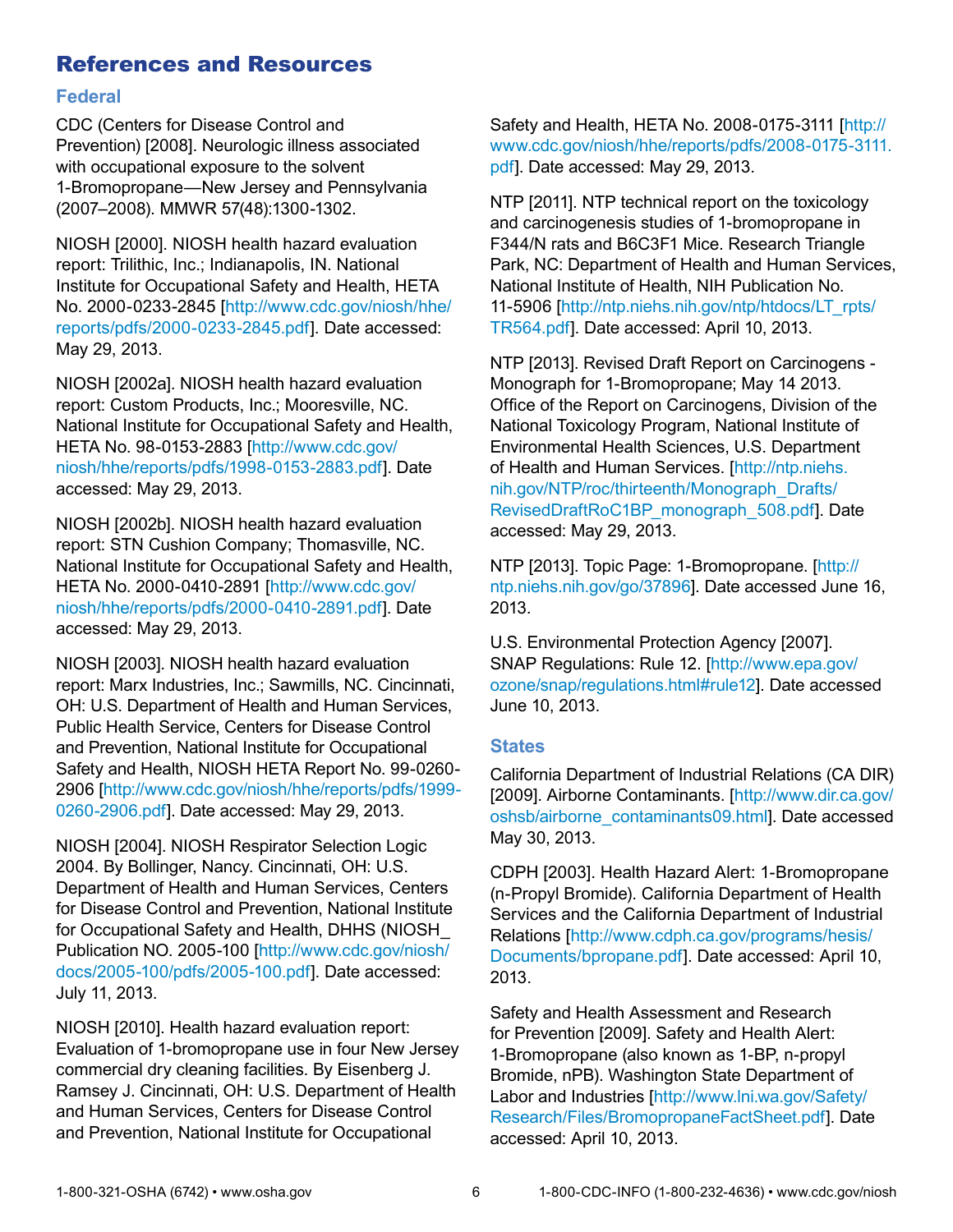## References and Resources

### Federal

CDC (Centers for Disease Control and Prevention) [2008]. Neurologic illness associated with occupational exposure to the solvent 1-Bromopropane—New Jersey and Pennsylvania (2007–2008). MMWR 57(48):1300-1302.

NIOSH [2000]. NIOSH health hazard evaluation report: Trilithic, Inc.; Indianapolis, IN. National Institute for Occupational Safety and Health, HETA No. 2000-0233-2845 [http://www.cdc.gov/niosh/hhe/reports/pdfs/2000-0233-2845.pdf]. Date accessed: May 29, 2013.

NIOSH [2002a]. NIOSH health hazard evaluation report: Custom Products, Inc.; Mooresville, NC. National Institute for Occupational Safety and Health, HETA No. 98-0153-2883 [http://www.cdc.gov/niosh/hhe/reports/pdfs/1998-0153-2883.pdf]. Date accessed: May 29, 2013.

NIOSH [2002b]. NIOSH health hazard evaluation report: STN Cushion Company; Thomasville, NC. National Institute for Occupational Safety and Health, HETA No. 2000-0410-2891 [http://www.cdc.gov/niosh/hhe/reports/pdfs/2000-0410-2891.pdf]. Date accessed: May 29, 2013.

NIOSH [2003]. NIOSH health hazard evaluation report: Marx Industries, Inc.; Sawmills, NC. Cincinnati, OH: U.S. Department of Health and Human Services, Public Health Service, Centers for Disease Control and Prevention, National Institute for Occupational Safety and Health, NIOSH HETA Report No. 99-0260-2906 [http://www.cdc.gov/niosh/hhe/reports/pdfs/1999-0260-2906.pdf]. Date accessed: May 29, 2013.

NIOSH [2004]. NIOSH Respirator Selection Logic 2004. By Bollinger, Nancy. Cincinnati, OH: U.S. Department of Health and Human Services, Centers for Disease Control and Prevention, National Institute for Occupational Safety and Health, DHHS (NIOSH_ Publication NO. 2005-100 [http://www.cdc.gov/niosh/docs/2005-100/pdfs/2005-100.pdf]. Date accessed: July 11, 2013.

NIOSH [2010]. Health hazard evaluation report: Evaluation of 1-bromopropane use in four New Jersey commercial dry cleaning facilities. By Eisenberg J. Ramsey J. Cincinnati, OH: U.S. Department of Health and Human Services, Centers for Disease Control and Prevention, National Institute for Occupational Safety and Health, HETA No. 2008-0175-3111 [http://www.cdc.gov/niosh/hhe/reports/pdfs/2008-0175-3111.pdf]. Date accessed: May 29, 2013.

NTP [2011]. NTP technical report on the toxicology and carcinogenesis studies of 1-bromopropane in F344/N rats and B6C3F1 Mice. Research Triangle Park, NC: Department of Health and Human Services, National Institute of Health, NIH Publication No. 11-5906 [http://ntp.niehs.nih.gov/ntp/htdocs/LT_rpts/TR564.pdf]. Date accessed: April 10, 2013.

NTP [2013]. Revised Draft Report on Carcinogens - Monograph for 1-Bromopropane; May 14 2013. Office of the Report on Carcinogens, Division of the National Toxicology Program, National Institute of Environmental Health Sciences, U.S. Department of Health and Human Services. [http://ntp.niehs.nih.gov/NTP/roc/thirteenth/Monograph_Drafts/RevisedDraftRoC1BP_monograph_508.pdf]. Date accessed: May 29, 2013.

NTP [2013]. Topic Page: 1-Bromopropane. [http://ntp.niehs.nih.gov/go/37896]. Date accessed June 16, 2013.

U.S. Environmental Protection Agency [2007]. SNAP Regulations: Rule 12. [http://www.epa.gov/ozone/snap/regulations.html#rule12]. Date accessed June 10, 2013.

### States

California Department of Industrial Relations (CA DIR) [2009]. Airborne Contaminants. [http://www.dir.ca.gov/oshsb/airborne_contaminants09.html]. Date accessed May 30, 2013.

CDPH [2003]. Health Hazard Alert: 1-Bromopropane (n-Propyl Bromide). California Department of Health Services and the California Department of Industrial Relations [http://www.cdph.ca.gov/programs/hesis/Documents/bpropane.pdf]. Date accessed: April 10, 2013.

Safety and Health Assessment and Research for Prevention [2009]. Safety and Health Alert: 1-Bromopropane (also known as 1-BP, n-propyl Bromide, nPB). Washington State Department of Labor and Industries [http://www.lni.wa.gov/Safety/Research/Files/BromopropaneFactSheet.pdf]. Date accessed: April 10, 2013.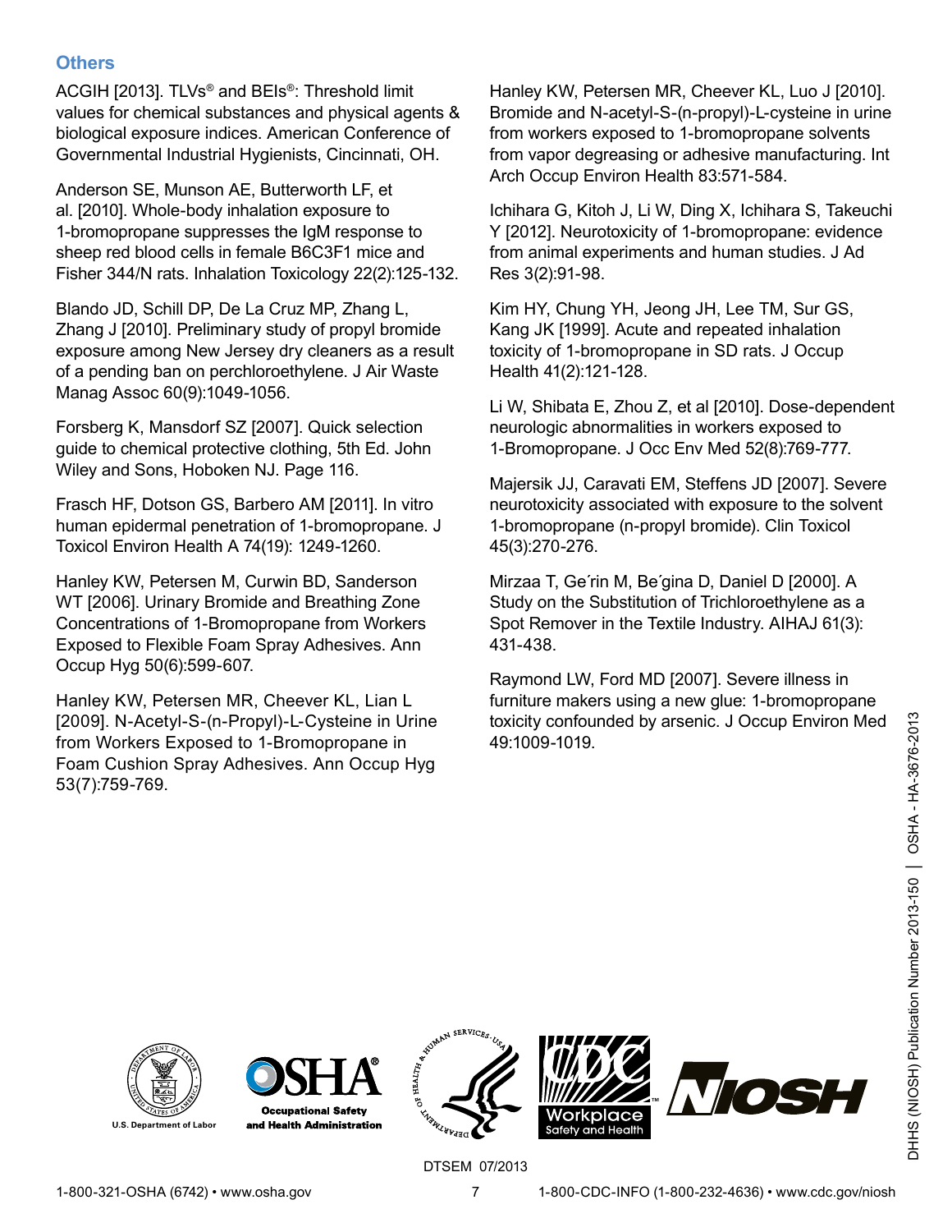### Others

ACGIH [2013]. TLVs® and BEIs®: Threshold limit values for chemical substances and physical agents & biological exposure indices. American Conference of Governmental Industrial Hygienists, Cincinnati, OH.

Anderson SE, Munson AE, Butterworth LF, et al. [2010]. Whole-body inhalation exposure to 1-bromopropane suppresses the IgM response to sheep red blood cells in female B6C3F1 mice and Fisher 344/N rats. Inhalation Toxicology 22(2):125-132.

Blando JD, Schill DP, De La Cruz MP, Zhang L, Zhang J [2010]. Preliminary study of propyl bromide exposure among New Jersey dry cleaners as a result of a pending ban on perchloroethylene. J Air Waste Manag Assoc 60(9):1049-1056.

Forsberg K, Mansdorf SZ [2007]. Quick selection guide to chemical protective clothing, 5th Ed. John Wiley and Sons, Hoboken NJ. Page 116.

Frasch HF, Dotson GS, Barbero AM [2011]. In vitro human epidermal penetration of 1-bromopropane. J Toxicol Environ Health A 74(19): 1249-1260.

Hanley KW, Petersen M, Curwin BD, Sanderson WT [2006]. Urinary Bromide and Breathing Zone Concentrations of 1-Bromopropane from Workers Exposed to Flexible Foam Spray Adhesives. Ann Occup Hyg 50(6):599-607.

Hanley KW, Petersen MR, Cheever KL, Lian L [2009]. N-Acetyl-S-(n-Propyl)-L-Cysteine in Urine from Workers Exposed to 1-Bromopropane in Foam Cushion Spray Adhesives. Ann Occup Hyg 53(7):759-769.

Hanley KW, Petersen MR, Cheever KL, Luo J [2010]. Bromide and N-acetyl-S-(n-propyl)-L-cysteine in urine from workers exposed to 1-bromopropane solvents from vapor degreasing or adhesive manufacturing. Int Arch Occup Environ Health 83:571-584.

Ichihara G, Kitoh J, Li W, Ding X, Ichihara S, Takeuchi Y [2012]. Neurotoxicity of 1-bromopropane: evidence from animal experiments and human studies. J Ad Res 3(2):91-98.

Kim HY, Chung YH, Jeong JH, Lee TM, Sur GS, Kang JK [1999]. Acute and repeated inhalation toxicity of 1-bromopropane in SD rats. J Occup Health 41(2):121-128.

Li W, Shibata E, Zhou Z, et al [2010]. Dose-dependent neurologic abnormalities in workers exposed to 1-Bromopropane. J Occ Env Med 52(8):769-777.

Majersik JJ, Caravati EM, Steffens JD [2007]. Severe neurotoxicity associated with exposure to the solvent 1-bromopropane (n-propyl bromide). Clin Toxicol 45(3):270-276.

Mirzaa T, Ge´rin M, Be´gina D, Daniel D [2000]. A Study on the Substitution of Trichloroethylene as a Spot Remover in the Textile Industry. AIHAJ 61(3): 431-438.

Raymond LW, Ford MD [2007]. Severe illness in furniture makers using a new glue: 1-bromopropane toxicity confounded by arsenic. J Occup Environ Med 49:1009-1019.

DHHS (NIOSH) Publication Number 2013-150 | OSHA - HA-3676-2013

U.S. Department of Labor

OSHA® Occupational Safety and Health Administration

CDC Workplace Safety and Health

NIOSH

DTSEM 07/2013

1-800-321-OSHA (6742) • www.osha.gov

1-800-CDC-INFO (1-800-232-4636) • www.cdc.gov/niosh